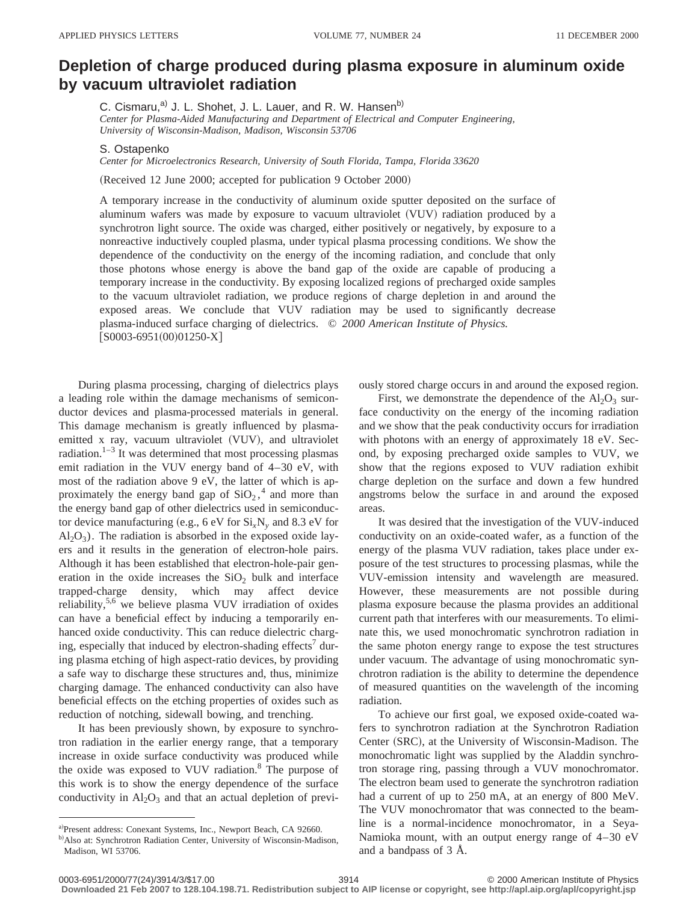# Depletion of charge produced during plasma exposure in aluminum oxide by vacuum ultraviolet radiation

C. Cismaru,[a] J. L. Shohet, J. L. Lauer, and R. W. Hansen[b]
*Center for Plasma-Aided Manufacturing and Department of Electrical and Computer Engineering, University of Wisconsin-Madison, Madison, Wisconsin 53706*

S. Ostapenko
*Center for Microelectronics Research, University of South Florida, Tampa, Florida 33620*

(Received 12 June 2000; accepted for publication 9 October 2000)

A temporary increase in the conductivity of aluminum oxide sputter deposited on the surface of aluminum wafers was made by exposure to vacuum ultraviolet (VUV) radiation produced by a synchrotron light source. The oxide was charged, either positively or negatively, by exposure to a nonreactive inductively coupled plasma, under typical plasma processing conditions. We show the dependence of the conductivity on the energy of the incoming radiation, and conclude that only those photons whose energy is above the band gap of the oxide are capable of producing a temporary increase in the conductivity. By exposing localized regions of precharged oxide samples to the vacuum ultraviolet radiation, we produce regions of charge depletion in and around the exposed areas. We conclude that VUV radiation may be used to significantly decrease plasma-induced surface charging of dielectrics. © *2000 American Institute of Physics.* [S0003-6951(00)01250-X]

During plasma processing, charging of dielectrics plays a leading role within the damage mechanisms of semiconductor devices and plasma-processed materials in general. This damage mechanism is greatly influenced by plasma-emitted x ray, vacuum ultraviolet (VUV), and ultraviolet radiation.[1–3] It was determined that most processing plasmas emit radiation in the VUV energy band of 4–30 eV, with most of the radiation above 9 eV, the latter of which is approximately the energy band gap of $SiO_2$,[4] and more than the energy band gap of other dielectrics used in semiconductor device manufacturing (e.g., 6 eV for $Si_xN_y$ and 8.3 eV for $Al_2O_3$). The radiation is absorbed in the exposed oxide layers and it results in the generation of electron-hole pairs. Although it has been established that electron-hole-pair generation in the oxide increases the $SiO_2$ bulk and interface trapped-charge density, which may affect device reliability,[5,6] we believe plasma VUV irradiation of oxides can have a beneficial effect by inducing a temporarily enhanced oxide conductivity. This can reduce dielectric charging, especially that induced by electron-shading effects[7] during plasma etching of high aspect-ratio devices, by providing a safe way to discharge these structures and, thus, minimize charging damage. The enhanced conductivity can also have beneficial effects on the etching properties of oxides such as reduction of notching, sidewall bowing, and trenching.

It has been previously shown, by exposure to synchrotron radiation in the earlier energy range, that a temporary increase in oxide surface conductivity was produced while the oxide was exposed to VUV radiation.[8] The purpose of this work is to show the energy dependence of the surface conductivity in $Al_2O_3$ and that an actual depletion of previously stored charge occurs in and around the exposed region.

First, we demonstrate the dependence of the $Al_2O_3$ surface conductivity on the energy of the incoming radiation and we show that the peak conductivity occurs for irradiation with photons with an energy of approximately 18 eV. Second, by exposing precharged oxide samples to VUV, we show that the regions exposed to VUV radiation exhibit charge depletion on the surface and down a few hundred angstroms below the surface in and around the exposed areas.

It was desired that the investigation of the VUV-induced conductivity on an oxide-coated wafer, as a function of the energy of the plasma VUV radiation, takes place under exposure of the test structures to processing plasmas, while the VUV-emission intensity and wavelength are measured. However, these measurements are not possible during plasma exposure because the plasma provides an additional current path that interferes with our measurements. To eliminate this, we used monochromatic synchrotron radiation in the same photon energy range to expose the test structures under vacuum. The advantage of using monochromatic synchrotron radiation is the ability to determine the dependence of measured quantities on the wavelength of the incoming radiation.

To achieve our first goal, we exposed oxide-coated wafers to synchrotron radiation at the Synchrotron Radiation Center (SRC), at the University of Wisconsin-Madison. The monochromatic light was supplied by the Aladdin synchrotron storage ring, passing through a VUV monochromator. The electron beam used to generate the synchrotron radiation had a current of up to 250 mA, at an energy of 800 MeV. The VUV monochromator that was connected to the beamline is a normal-incidence monochromator, in a Seya-Namioka mount, with an output energy range of 4–30 eV and a bandpass of 3 Å.

---

[a]Present address: Conexant Systems, Inc., Newport Beach, CA 92660.
[b]Also at: Synchrotron Radiation Center, University of Wisconsin-Madison, Madison, WI 53706.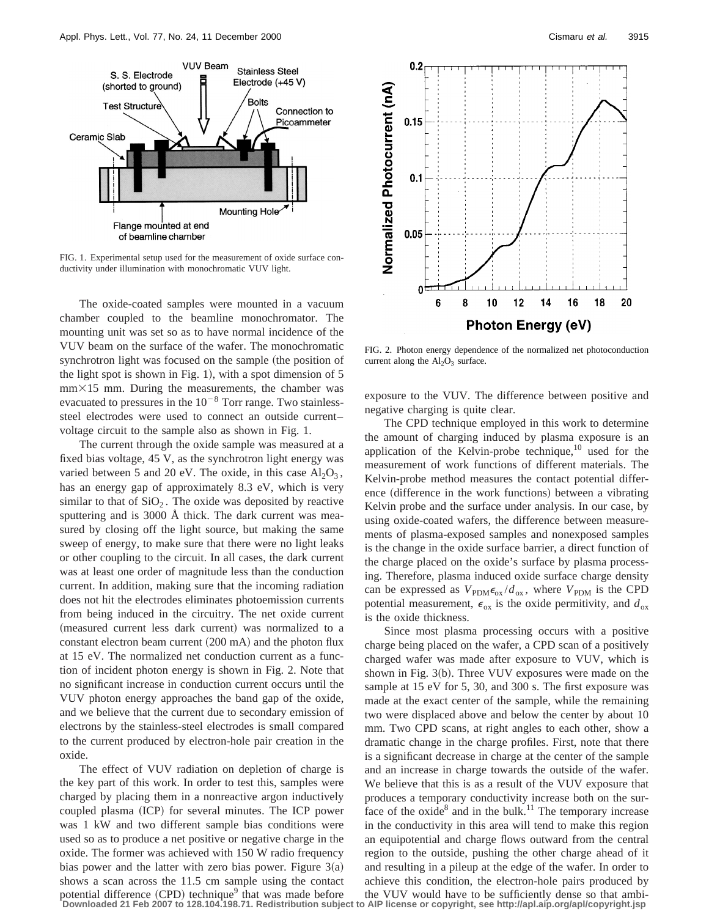FIG. 1. Experimental setup used for the measurement of oxide surface conductivity under illumination with monochromatic VUV light.

The oxide-coated samples were mounted in a vacuum chamber coupled to the beamline monochromator. The mounting unit was set so as to have normal incidence of the VUV beam on the surface of the wafer. The monochromatic synchrotron light was focused on the sample (the position of the light spot is shown in Fig. 1), with a spot dimension of 5 mm×15 mm. During the measurements, the chamber was evacuated to pressures in the $10^{-8}$ Torr range. Two stainless-steel electrodes were used to connect an outside current–voltage circuit to the sample also as shown in Fig. 1.

The current through the oxide sample was measured at a fixed bias voltage, 45 V, as the synchrotron light energy was varied between 5 and 20 eV. The oxide, in this case $Al_2O_3$, has an energy gap of approximately 8.3 eV, which is very similar to that of $SiO_2$. The oxide was deposited by reactive sputtering and is 3000 Å thick. The dark current was measured by closing off the light source, but making the same sweep of energy, to make sure that there were no light leaks or other coupling to the circuit. In all cases, the dark current was at least one order of magnitude less than the conduction current. In addition, making sure that the incoming radiation does not hit the electrodes eliminates photoemission currents from being induced in the circuitry. The net oxide current (measured current less dark current) was normalized to a constant electron beam current (200 mA) and the photon flux at 15 eV. The normalized net conduction current as a function of incident photon energy is shown in Fig. 2. Note that no significant increase in conduction current occurs until the VUV photon energy approaches the band gap of the oxide, and we believe that the current due to secondary emission of electrons by the stainless-steel electrodes is small compared to the current produced by electron-hole pair creation in the oxide.

The effect of VUV radiation on depletion of charge is the key part of this work. In order to test this, samples were charged by placing them in a nonreactive argon inductively coupled plasma (ICP) for several minutes. The ICP power was 1 kW and two different sample bias conditions were used so as to produce a net positive or negative charge in the oxide. The former was achieved with 150 W radio frequency bias power and the latter with zero bias power. Figure 3(a) shows a scan across the 11.5 cm sample using the contact potential difference (CPD) technique[9] that was made before exposure to the VUV. The difference between positive and negative charging is quite clear.

FIG. 2. Photon energy dependence of the normalized net photoconduction current along the $Al_2O_3$ surface.

The CPD technique employed in this work to determine the amount of charging induced by plasma exposure is an application of the Kelvin-probe technique,[10] used for the measurement of work functions of different materials. The Kelvin-probe method measures the contact potential difference (difference in the work functions) between a vibrating Kelvin probe and the surface under analysis. In our case, by using oxide-coated wafers, the difference between measurements of plasma-exposed samples and nonexposed samples is the change in the oxide surface barrier, a direct function of the charge placed on the oxide's surface by plasma processing. Therefore, plasma induced oxide surface charge density can be expressed as $V_{\mathrm{PDM}}\epsilon_{\mathrm{ox}}/d_{\mathrm{ox}}$, where $V_{\mathrm{PDM}}$ is the CPD potential measurement, $\epsilon_{\mathrm{ox}}$ is the oxide permitivity, and $d_{\mathrm{ox}}$ is the oxide thickness.

Since most plasma processing occurs with a positive charge being placed on the wafer, a CPD scan of a positively charged wafer was made after exposure to VUV, which is shown in Fig. 3(b). Three VUV exposures were made on the sample at 15 eV for 5, 30, and 300 s. The first exposure was made at the exact center of the sample, while the remaining two were displaced above and below the center by about 10 mm. Two CPD scans, at right angles to each other, show a dramatic change in the charge profiles. First, note that there is a significant decrease in charge at the center of the sample and an increase in charge towards the outside of the wafer. We believe that this is as a result of the VUV exposure that produces a temporary conductivity increase both on the surface of the oxide[8] and in the bulk.[11] The temporary increase in the conductivity in this area will tend to make this region an equipotential and charge flows outward from the central region to the outside, pushing the other charge ahead of it and resulting in a pileup at the edge of the wafer. In order to achieve this condition, the electron-hole pairs produced by the VUV would have to be sufficiently dense so that ambi-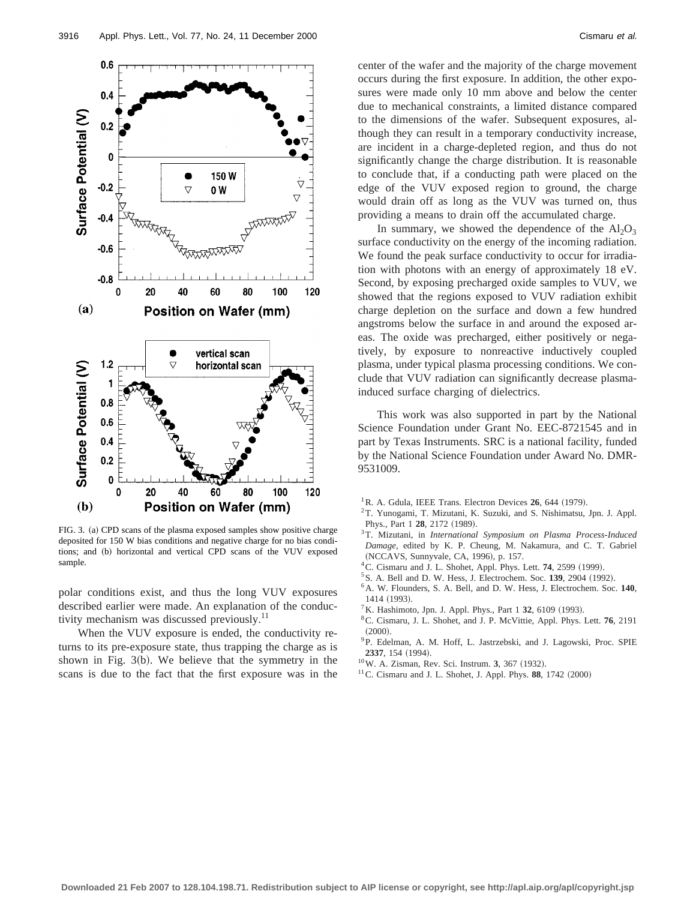(a)

Surface Potential (V)

0.6
0.4
0.2
0
-0.2
-0.4
-0.6
-0.8

150 W
0 W

0 20 40 60 80 100 120

Position on Wafer (mm)

(b)

Surface Potential (V)

1.2
1
0.8
0.6
0.4
0.2
0

vertical scan
horizontal scan

0 20 40 60 80 100 120

Position on Wafer (mm)

FIG. 3. (a) CPD scans of the plasma exposed samples show positive charge deposited for 150 W bias conditions and negative charge for no bias conditions; and (b) horizontal and vertical CPD scans of the VUV exposed sample.

polar conditions exist, and thus the long VUV exposures described earlier were made. An explanation of the conductivity mechanism was discussed previously.[11]

When the VUV exposure is ended, the conductivity returns to its pre-exposure state, thus trapping the charge as is shown in Fig. 3(b). We believe that the symmetry in the scans is due to the fact that the first exposure was in the center of the wafer and the majority of the charge movement occurs during the first exposure. In addition, the other exposures were made only 10 mm above and below the center due to mechanical constraints, a limited distance compared to the dimensions of the wafer. Subsequent exposures, although they can result in a temporary conductivity increase, are incident in a charge-depleted region, and thus do not significantly change the charge distribution. It is reasonable to conclude that, if a conducting path were placed on the edge of the VUV exposed region to ground, the charge would drain off as long as the VUV was turned on, thus providing a means to drain off the accumulated charge.

In summary, we showed the dependence of the $Al_2O_3$ surface conductivity on the energy of the incoming radiation. We found the peak surface conductivity to occur for irradiation with photons with an energy of approximately 18 eV. Second, by exposing precharged oxide samples to VUV, we showed that the regions exposed to VUV radiation exhibit charge depletion on the surface and down a few hundred angstroms below the surface in and around the exposed areas. The oxide was precharged, either positively or negatively, by exposure to nonreactive inductively coupled plasma, under typical plasma processing conditions. We conclude that VUV radiation can significantly decrease plasma-induced surface charging of dielectrics.

This work was also supported in part by the National Science Foundation under Grant No. EEC-8721545 and in part by Texas Instruments. SRC is a national facility, funded by the National Science Foundation under Award No. DMR-9531009.

[1] R. A. Gdula, IEEE Trans. Electron Devices **26**, 644 (1979).
[2] T. Yunogami, T. Mizutani, K. Suzuki, and S. Nishimatsu, Jpn. J. Appl. Phys., Part 1 **28**, 2172 (1989).
[3] T. Mizutani, in *International Symposium on Plasma Process-Induced Damage*, edited by K. P. Cheung, M. Nakamura, and C. T. Gabriel (NCCAVS, Sunnyvale, CA, 1996), p. 157.
[4] C. Cismaru and J. L. Shohet, Appl. Phys. Lett. **74**, 2599 (1999).
[5] S. A. Bell and D. W. Hess, J. Electrochem. Soc. **139**, 2904 (1992).
[6] A. W. Flounders, S. A. Bell, and D. W. Hess, J. Electrochem. Soc. **140**, 1414 (1993).
[7] K. Hashimoto, Jpn. J. Appl. Phys., Part 1 **32**, 6109 (1993).
[8] C. Cismaru, J. L. Shohet, and J. P. McVittie, Appl. Phys. Lett. **76**, 2191 (2000).
[9] P. Edelman, A. M. Hoff, L. Jastrzebski, and J. Lagowski, Proc. SPIE **2337**, 154 (1994).
[10] W. A. Zisman, Rev. Sci. Instrum. **3**, 367 (1932).
[11] C. Cismaru and J. L. Shohet, J. Appl. Phys. **88**, 1742 (2000)